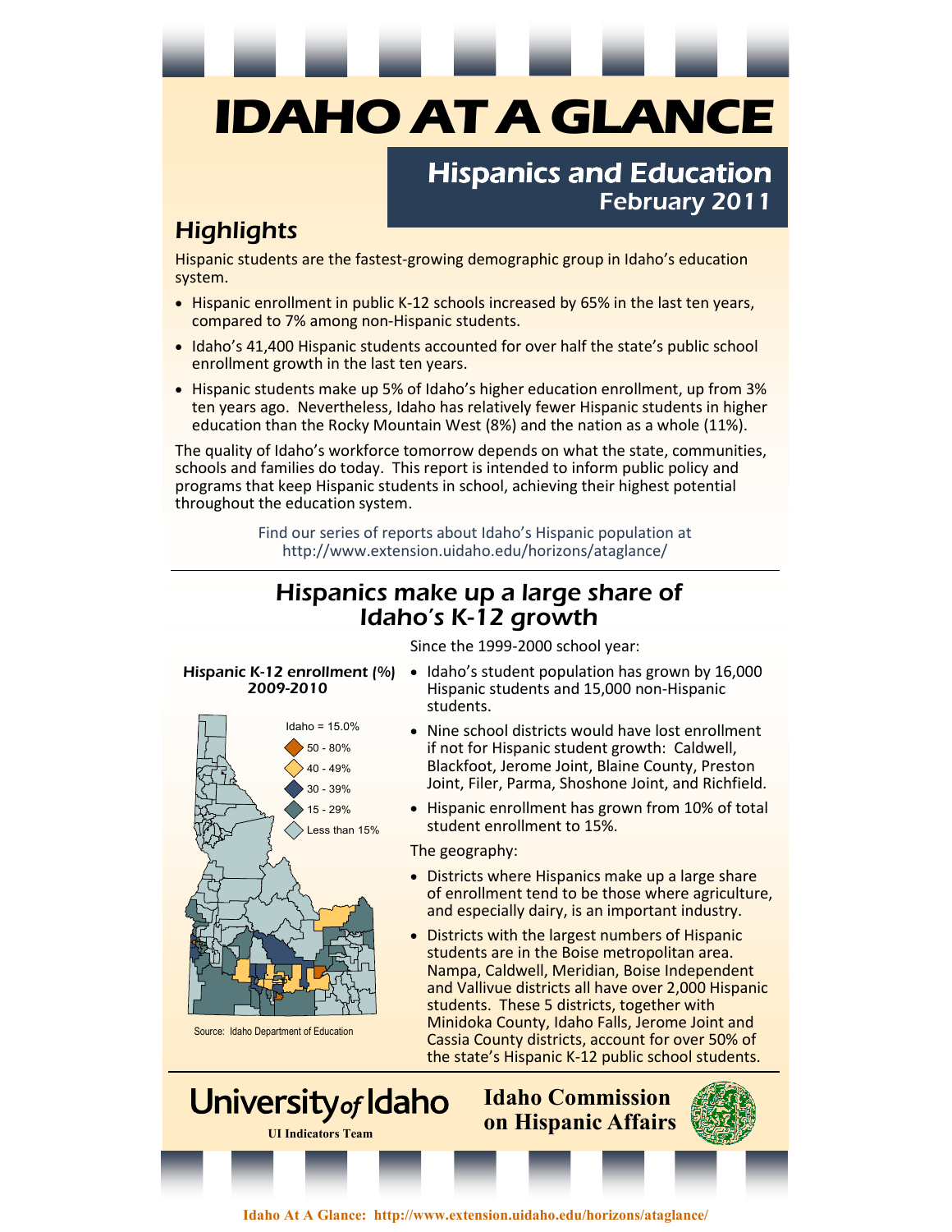# IDAHO AT A GLANCE

## Hispanics and Education
February 2011

## Highlights

Hispanic students are the fastest-growing demographic group in Idaho's education system.

- Hispanic enrollment in public K-12 schools increased by 65% in the last ten years, compared to 7% among non-Hispanic students.
- Idaho's 41,400 Hispanic students accounted for over half the state's public school enrollment growth in the last ten years.
- Hispanic students make up 5% of Idaho's higher education enrollment, up from 3% ten years ago. Nevertheless, Idaho has relatively fewer Hispanic students in higher education than the Rocky Mountain West (8%) and the nation as a whole (11%).

The quality of Idaho's workforce tomorrow depends on what the state, communities, schools and families do today. This report is intended to inform public policy and programs that keep Hispanic students in school, achieving their highest potential throughout the education system.

Find our series of reports about Idaho's Hispanic population at http://www.extension.uidaho.edu/horizons/ataglance/

## Hispanics make up a large share of Idaho's K-12 growth

*Hispanic K-12 enrollment (%) 2009-2010*

Idaho = 15.0%
- 50 - 80%
- 40 - 49%
- 30 - 39%
- 15 - 29%
- Less than 15%

Source: Idaho Department of Education

Since the 1999-2000 school year:

- Idaho's student population has grown by 16,000 Hispanic students and 15,000 non-Hispanic students.
- Nine school districts would have lost enrollment if not for Hispanic student growth: Caldwell, Blackfoot, Jerome Joint, Blaine County, Preston Joint, Filer, Parma, Shoshone Joint, and Richfield.
- Hispanic enrollment has grown from 10% of total student enrollment to 15%.

The geography:

- Districts where Hispanics make up a large share of enrollment tend to be those where agriculture, and especially dairy, is an important industry.
- Districts with the largest numbers of Hispanic students are in the Boise metropolitan area. Nampa, Caldwell, Meridian, Boise Independent and Vallivue districts all have over 2,000 Hispanic students. These 5 districts, together with Minidoka County, Idaho Falls, Jerome Joint and Cassia County districts, account for over 50% of the state's Hispanic K-12 public school students.

University of Idaho
UI Indicators Team

Idaho Commission on Hispanic Affairs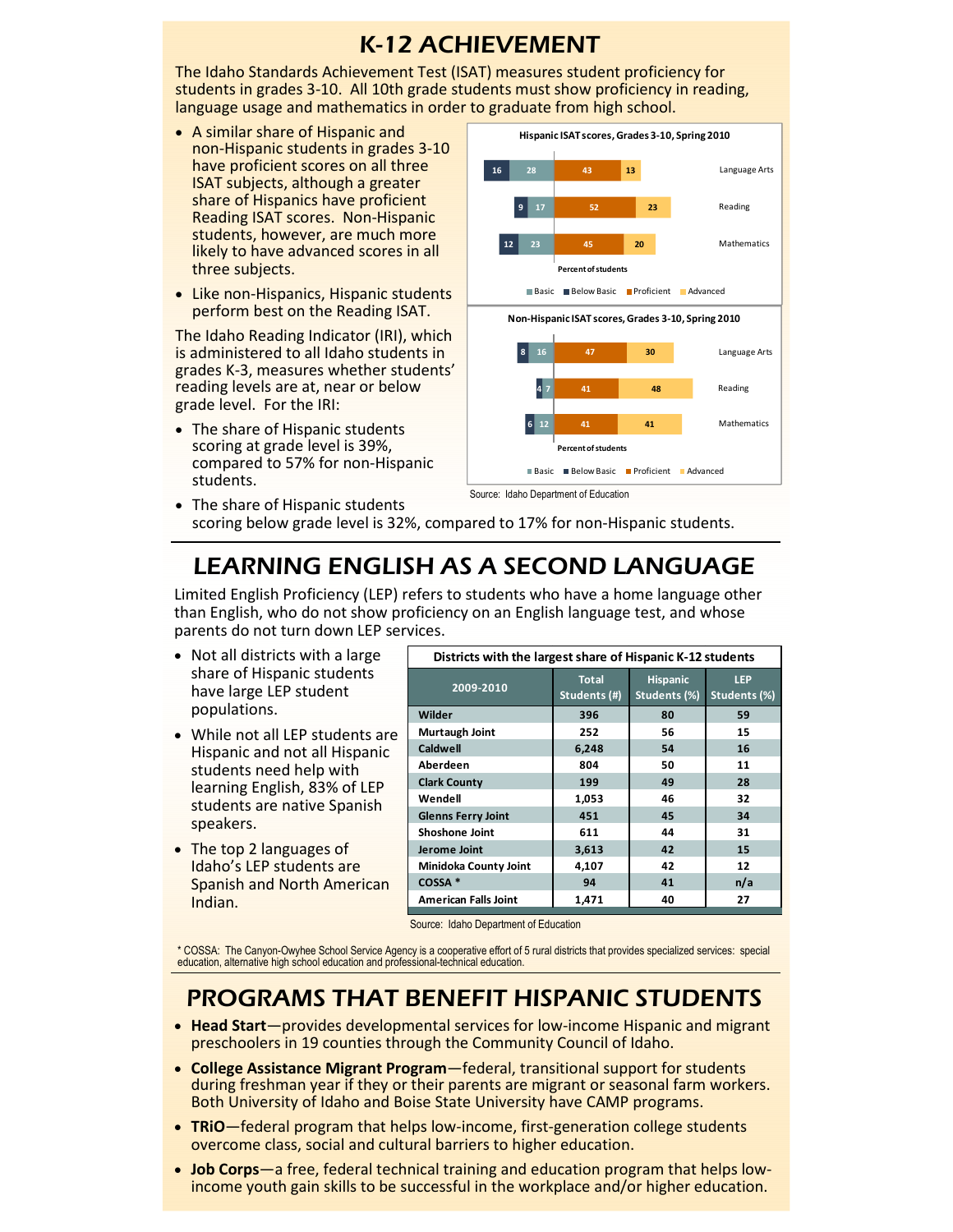# K-12 ACHIEVEMENT

The Idaho Standards Achievement Test (ISAT) measures student proficiency for students in grades 3-10. All 10th grade students must show proficiency in reading, language usage and mathematics in order to graduate from high school.

- A similar share of Hispanic and non-Hispanic students in grades 3-10 have proficient scores on all three ISAT subjects, although a greater share of Hispanics have proficient Reading ISAT scores. Non-Hispanic students, however, are much more likely to have advanced scores in all three subjects.
- Like non-Hispanics, Hispanic students perform best on the Reading ISAT.

**Hispanic ISAT scores, Grades 3-10, Spring 2010**

| Subject | Below Basic | Basic | Proficient | Advanced |
|---|---|---|---|---|
| Language Arts | 16 | 28 | 43 | 13 |
| Reading | 9 | 17 | 52 | 23 |
| Mathematics | 12 | 23 | 45 | 20 |

Percent of students

**Non-Hispanic ISAT scores, Grades 3-10, Spring 2010**

| Subject | Below Basic | Basic | Proficient | Advanced |
|---|---|---|---|---|
| Language Arts | 8 | 16 | 47 | 30 |
| Reading | 4 | 7 | 41 | 48 |
| Mathematics | 6 | 12 | 41 | 41 |

Percent of students

Source: Idaho Department of Education

The Idaho Reading Indicator (IRI), which is administered to all Idaho students in grades K-3, measures whether students' reading levels are at, near or below grade level. For the IRI:

- The share of Hispanic students scoring at grade level is 39%, compared to 57% for non-Hispanic students.
- The share of Hispanic students scoring below grade level is 32%, compared to 17% for non-Hispanic students.

# LEARNING ENGLISH AS A SECOND LANGUAGE

Limited English Proficiency (LEP) refers to students who have a home language other than English, who do not show proficiency on an English language test, and whose parents do not turn down LEP services.

- Not all districts with a large share of Hispanic students have large LEP student populations.
- While not all LEP students are Hispanic and not all Hispanic students need help with learning English, 83% of LEP students are native Spanish speakers.
- The top 2 languages of Idaho's LEP students are Spanish and North American Indian.

**Districts with the largest share of Hispanic K-12 students**

| 2009-2010 | Total Students (#) | Hispanic Students (%) | LEP Students (%) |
|---|---|---|---|
| Wilder | 396 | 80 | 59 |
| Murtaugh Joint | 252 | 56 | 15 |
| Caldwell | 6,248 | 54 | 16 |
| Aberdeen | 804 | 50 | 11 |
| Clark County | 199 | 49 | 28 |
| Wendell | 1,053 | 46 | 32 |
| Glenns Ferry Joint | 451 | 45 | 34 |
| Shoshone Joint | 611 | 44 | 31 |
| Jerome Joint | 3,613 | 42 | 15 |
| Minidoka County Joint | 4,107 | 42 | 12 |
| COSSA * | 94 | 41 | n/a |
| American Falls Joint | 1,471 | 40 | 27 |

Source: Idaho Department of Education

\* COSSA: The Canyon-Owyhee School Service Agency is a cooperative effort of 5 rural districts that provides specialized services: special education, alternative high school education and professional-technical education.

# PROGRAMS THAT BENEFIT HISPANIC STUDENTS

- **Head Start**—provides developmental services for low-income Hispanic and migrant preschoolers in 19 counties through the Community Council of Idaho.
- **College Assistance Migrant Program**—federal, transitional support for students during freshman year if they or their parents are migrant or seasonal farm workers. Both University of Idaho and Boise State University have CAMP programs.
- **TRiO**—federal program that helps low-income, first-generation college students overcome class, social and cultural barriers to higher education.
- **Job Corps**—a free, federal technical training and education program that helps low-income youth gain skills to be successful in the workplace and/or higher education.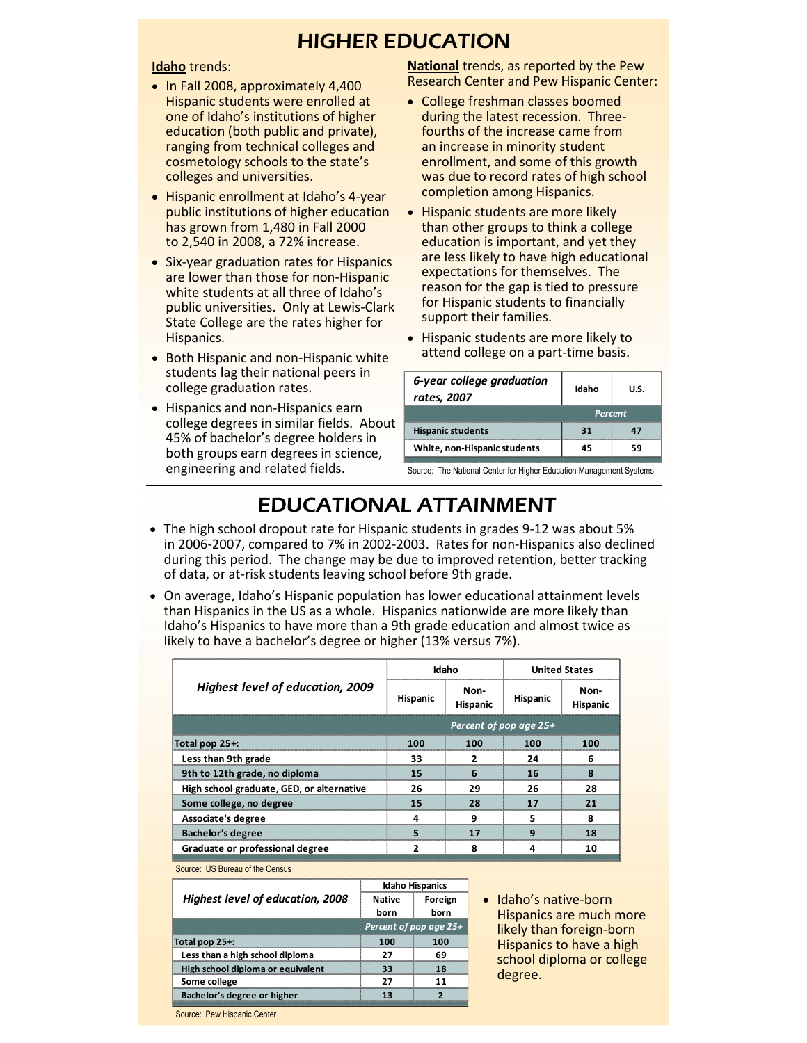# HIGHER EDUCATION

**Idaho** trends:

- In Fall 2008, approximately 4,400 Hispanic students were enrolled at one of Idaho's institutions of higher education (both public and private), ranging from technical colleges and cosmetology schools to the state's colleges and universities.
- Hispanic enrollment at Idaho's 4-year public institutions of higher education has grown from 1,480 in Fall 2000 to 2,540 in 2008, a 72% increase.
- Six-year graduation rates for Hispanics are lower than those for non-Hispanic white students at all three of Idaho's public universities. Only at Lewis-Clark State College are the rates higher for Hispanics.
- Both Hispanic and non-Hispanic white students lag their national peers in college graduation rates.
- Hispanics and non-Hispanics earn college degrees in similar fields. About 45% of bachelor's degree holders in both groups earn degrees in science, engineering and related fields.

**National** trends, as reported by the Pew Research Center and Pew Hispanic Center:

- College freshman classes boomed during the latest recession. Three-fourths of the increase came from an increase in minority student enrollment, and some of this growth was due to record rates of high school completion among Hispanics.
- Hispanic students are more likely than other groups to think a college education is important, and yet they are less likely to have high educational expectations for themselves. The reason for the gap is tied to pressure for Hispanic students to financially support their families.
- Hispanic students are more likely to attend college on a part-time basis.

| *6-year college graduation rates, 2007* | Idaho | U.S. |
|---|---|---|
| | *Percent* | |
| Hispanic students | 31 | 47 |
| White, non-Hispanic students | 45 | 59 |

Source: The National Center for Higher Education Management Systems

# EDUCATIONAL ATTAINMENT

- The high school dropout rate for Hispanic students in grades 9-12 was about 5% in 2006-2007, compared to 7% in 2002-2003. Rates for non-Hispanics also declined during this period. The change may be due to improved retention, better tracking of data, or at-risk students leaving school before 9th grade.
- On average, Idaho's Hispanic population has lower educational attainment levels than Hispanics in the US as a whole. Hispanics nationwide are more likely than Idaho's Hispanics to have more than a 9th grade education and almost twice as likely to have a bachelor's degree or higher (13% versus 7%).

| *Highest level of education, 2009* | Idaho | | United States | |
|---|---|---|---|---|
| | Hispanic | Non-Hispanic | Hispanic | Non-Hispanic |
| | *Percent of pop age 25+* | | | |
| Total pop 25+: | 100 | 100 | 100 | 100 |
| Less than 9th grade | 33 | 2 | 24 | 6 |
| 9th to 12th grade, no diploma | 15 | 6 | 16 | 8 |
| High school graduate, GED, or alternative | 26 | 29 | 26 | 28 |
| Some college, no degree | 15 | 28 | 17 | 21 |
| Associate's degree | 4 | 9 | 5 | 8 |
| Bachelor's degree | 5 | 17 | 9 | 18 |
| Graduate or professional degree | 2 | 8 | 4 | 10 |

Source: US Bureau of the Census

| *Highest level of education, 2008* | Idaho Hispanics | |
|---|---|---|
| | Native born | Foreign born |
| | *Percent of pop age 25+* | |
| Total pop 25+: | 100 | 100 |
| Less than a high school diploma | 27 | 69 |
| High school diploma or equivalent | 33 | 18 |
| Some college | 27 | 11 |
| Bachelor's degree or higher | 13 | 2 |

Source: Pew Hispanic Center

- Idaho's native-born Hispanics are much more likely than foreign-born Hispanics to have a high school diploma or college degree.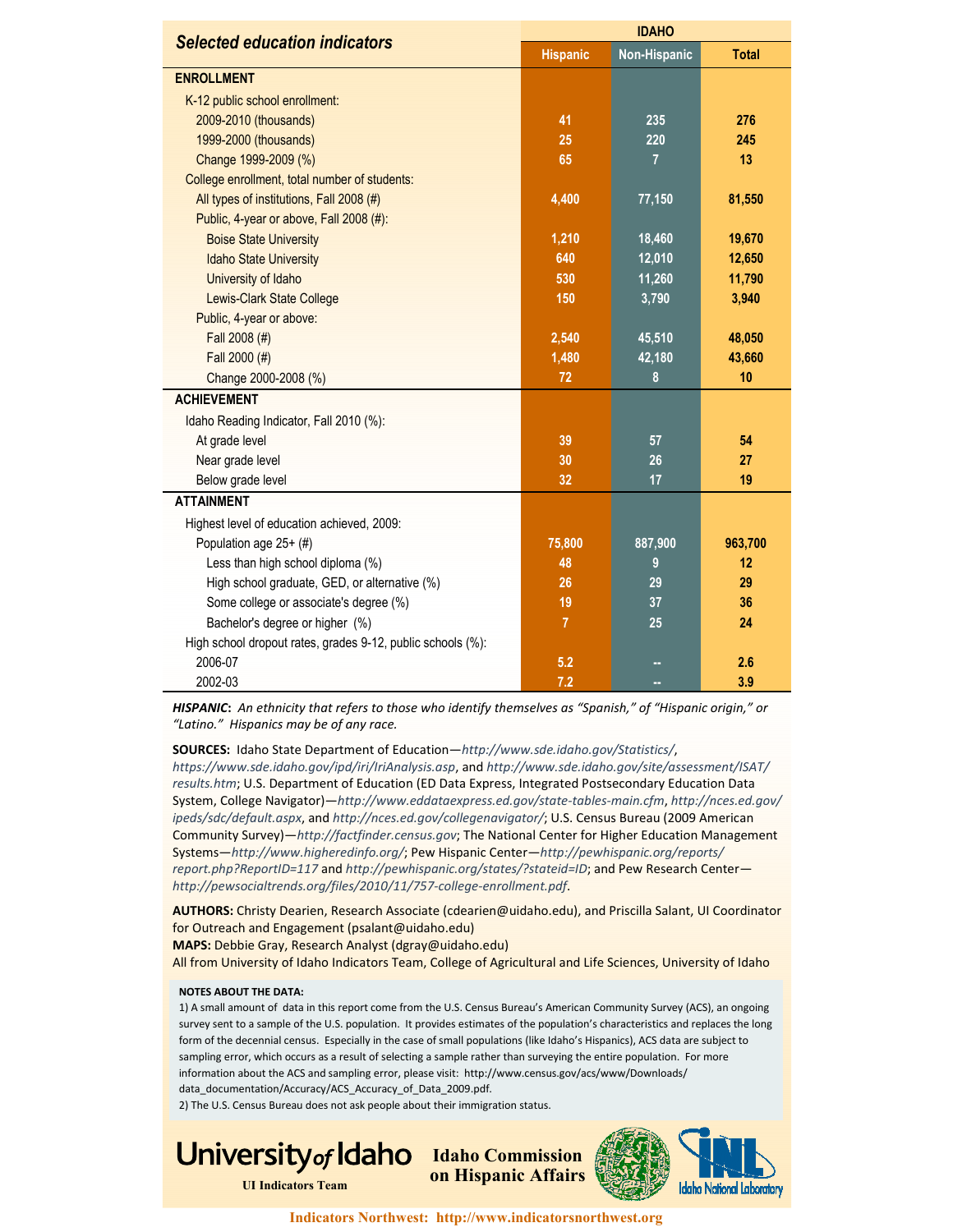| Selected education indicators | IDAHO | | |
|---|---|---|---|
| | Hispanic | Non-Hispanic | Total |
| **ENROLLMENT** | | | |
| K-12 public school enrollment: | | | |
| 2009-2010 (thousands) | 41 | 235 | 276 |
| 1999-2000 (thousands) | 25 | 220 | 245 |
| Change 1999-2009 (%) | 65 | 7 | 13 |
| College enrollment, total number of students: | | | |
| All types of institutions, Fall 2008 (#) | 4,400 | 77,150 | 81,550 |
| Public, 4-year or above, Fall 2008 (#): | | | |
| Boise State University | 1,210 | 18,460 | 19,670 |
| Idaho State University | 640 | 12,010 | 12,650 |
| University of Idaho | 530 | 11,260 | 11,790 |
| Lewis-Clark State College | 150 | 3,790 | 3,940 |
| Public, 4-year or above: | | | |
| Fall 2008 (#) | 2,540 | 45,510 | 48,050 |
| Fall 2000 (#) | 1,480 | 42,180 | 43,660 |
| Change 2000-2008 (%) | 72 | 8 | 10 |
| **ACHIEVEMENT** | | | |
| Idaho Reading Indicator, Fall 2010 (%): | | | |
| At grade level | 39 | 57 | 54 |
| Near grade level | 30 | 26 | 27 |
| Below grade level | 32 | 17 | 19 |
| **ATTAINMENT** | | | |
| Highest level of education achieved, 2009: | | | |
| Population age 25+ (#) | 75,800 | 887,900 | 963,700 |
| Less than high school diploma (%) | 48 | 9 | 12 |
| High school graduate, GED, or alternative (%) | 26 | 29 | 29 |
| Some college or associate's degree (%) | 19 | 37 | 36 |
| Bachelor's degree or higher (%) | 7 | 25 | 24 |
| High school dropout rates, grades 9-12, public schools (%): | | | |
| 2006-07 | 5.2 | -- | 2.6 |
| 2002-03 | 7.2 | -- | 3.9 |

***HISPANIC**: An ethnicity that refers to those who identify themselves as "Spanish," of "Hispanic origin," or "Latino." Hispanics may be of any race.*

**SOURCES:** Idaho State Department of Education—*http://www.sde.idaho.gov/Statistics/*, *https://www.sde.idaho.gov/ipd/iri/IriAnalysis.asp*, and *http://www.sde.idaho.gov/site/assessment/ISAT/results.htm*; U.S. Department of Education (ED Data Express, Integrated Postsecondary Education Data System, College Navigator)—*http://www.eddataexpress.ed.gov/state-tables-main.cfm*, *http://nces.ed.gov/ipeds/sdc/default.aspx*, and *http://nces.ed.gov/collegenavigator/*; U.S. Census Bureau (2009 American Community Survey)—*http://factfinder.census.gov*; The National Center for Higher Education Management Systems—*http://www.higheredinfo.org/*; Pew Hispanic Center—*http://pewhispanic.org/reports/report.php?ReportID=117* and *http://pewhispanic.org/states/?stateid=ID*; and Pew Research Center—*http://pewsocialtrends.org/files/2010/11/757-college-enrollment.pdf*.

**AUTHORS:** Christy Dearien, Research Associate (cdearien@uidaho.edu), and Priscilla Salant, UI Coordinator for Outreach and Engagement (psalant@uidaho.edu)
**MAPS:** Debbie Gray, Research Analyst (dgray@uidaho.edu)
All from University of Idaho Indicators Team, College of Agricultural and Life Sciences, University of Idaho

**NOTES ABOUT THE DATA:**
1) A small amount of data in this report come from the U.S. Census Bureau's American Community Survey (ACS), an ongoing survey sent to a sample of the U.S. population. It provides estimates of the population's characteristics and replaces the long form of the decennial census. Especially in the case of small populations (like Idaho's Hispanics), ACS data are subject to sampling error, which occurs as a result of selecting a sample rather than surveying the entire population. For more information about the ACS and sampling error, please visit: http://www.census.gov/acs/www/Downloads/data_documentation/Accuracy/ACS_Accuracy_of_Data_2009.pdf.
2) The U.S. Census Bureau does not ask people about their immigration status.

University of Idaho
UI Indicators Team

Idaho Commission on Hispanic Affairs

INL Idaho National Laboratory

Indicators Northwest: http://www.indicatorsnorthwest.org